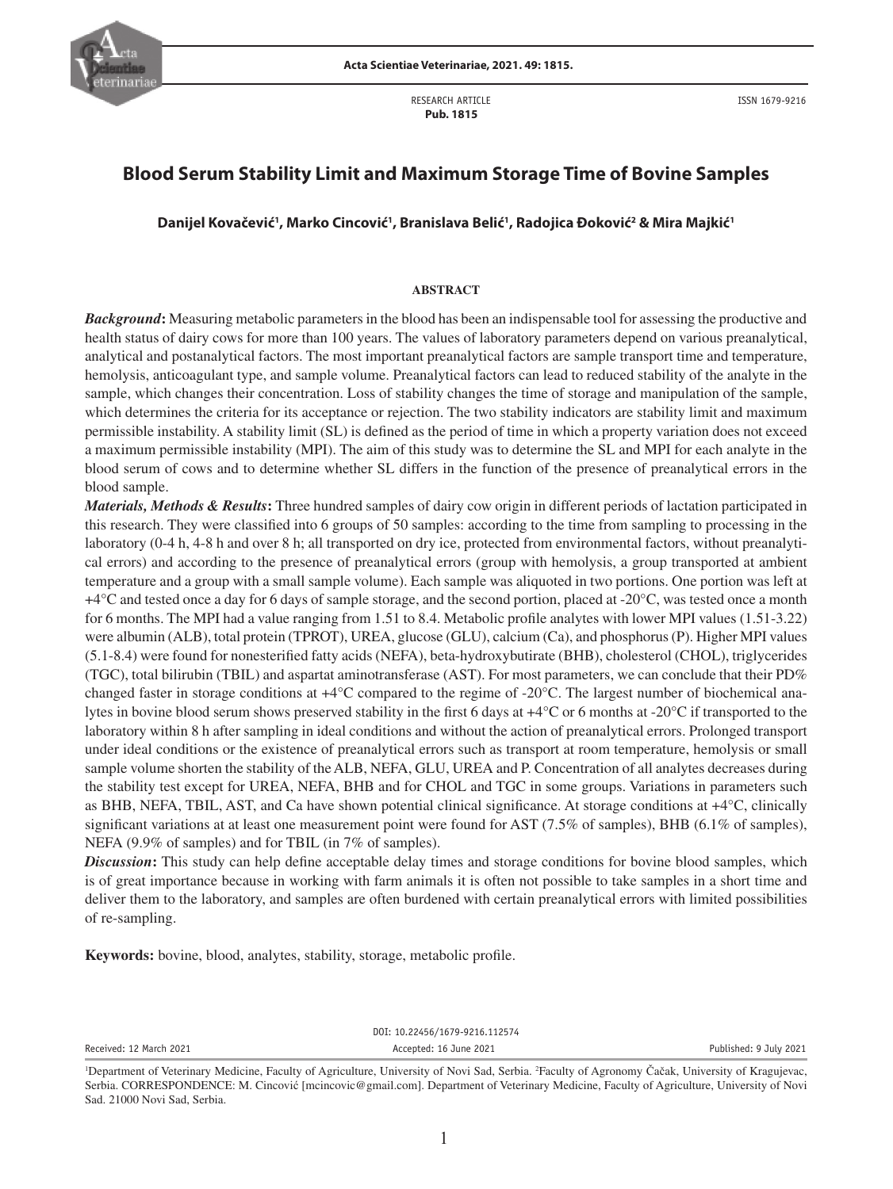RESEARCH ARTICLE
**Pub. 1815**

ISSN 1679-9216

# Blood Serum Stability Limit and Maximum Storage Time of Bovine Samples

**Danijel Kovačević[1], Marko Cincović[1], Branislava Belić[1], Radojica Đoković[2] & Mira Majkić[1]**

## ABSTRACT

***Background*:** Measuring metabolic parameters in the blood has been an indispensable tool for assessing the productive and health status of dairy cows for more than 100 years. The values of laboratory parameters depend on various preanalytical, analytical and postanalytical factors. The most important preanalytical factors are sample transport time and temperature, hemolysis, anticoagulant type, and sample volume. Preanalytical factors can lead to reduced stability of the analyte in the sample, which changes their concentration. Loss of stability changes the time of storage and manipulation of the sample, which determines the criteria for its acceptance or rejection. The two stability indicators are stability limit and maximum permissible instability. A stability limit (SL) is defined as the period of time in which a property variation does not exceed a maximum permissible instability (MPI). The aim of this study was to determine the SL and MPI for each analyte in the blood serum of cows and to determine whether SL differs in the function of the presence of preanalytical errors in the blood sample.

***Materials, Methods & Results*:** Three hundred samples of dairy cow origin in different periods of lactation participated in this research. They were classified into 6 groups of 50 samples: according to the time from sampling to processing in the laboratory (0-4 h, 4-8 h and over 8 h; all transported on dry ice, protected from environmental factors, without preanalytical errors) and according to the presence of preanalytical errors (group with hemolysis, a group transported at ambient temperature and a group with a small sample volume). Each sample was aliquoted in two portions. One portion was left at +4°C and tested once a day for 6 days of sample storage, and the second portion, placed at -20°C, was tested once a month for 6 months. The MPI had a value ranging from 1.51 to 8.4. Metabolic profile analytes with lower MPI values (1.51-3.22) were albumin (ALB), total protein (TPROT), UREA, glucose (GLU), calcium (Ca), and phosphorus (P). Higher MPI values (5.1-8.4) were found for nonesterified fatty acids (NEFA), beta-hydroxybutirate (BHB), cholesterol (CHOL), triglycerides (TGC), total bilirubin (TBIL) and aspartat aminotransferase (AST). For most parameters, we can conclude that their PD% changed faster in storage conditions at +4°C compared to the regime of -20°C. The largest number of biochemical analytes in bovine blood serum shows preserved stability in the first 6 days at +4°C or 6 months at -20°C if transported to the laboratory within 8 h after sampling in ideal conditions and without the action of preanalytical errors. Prolonged transport under ideal conditions or the existence of preanalytical errors such as transport at room temperature, hemolysis or small sample volume shorten the stability of the ALB, NEFA, GLU, UREA and P. Concentration of all analytes decreases during the stability test except for UREA, NEFA, BHB and for CHOL and TGC in some groups. Variations in parameters such as BHB, NEFA, TBIL, AST, and Ca have shown potential clinical significance. At storage conditions at +4°C, clinically significant variations at at least one measurement point were found for AST (7.5% of samples), BHB (6.1% of samples), NEFA (9.9% of samples) and for TBIL (in 7% of samples).

***Discussion*:** This study can help define acceptable delay times and storage conditions for bovine blood samples, which is of great importance because in working with farm animals it is often not possible to take samples in a short time and deliver them to the laboratory, and samples are often burdened with certain preanalytical errors with limited possibilities of re-sampling.

**Keywords:** bovine, blood, analytes, stability, storage, metabolic profile.

DOI: 10.22456/1679-9216.112574

Received: 12 March 2021 | Accepted: 16 June 2021 | Published: 9 July 2021

[1]Department of Veterinary Medicine, Faculty of Agriculture, University of Novi Sad, Serbia. [2]Faculty of Agronomy Čačak, University of Kragujevac, Serbia. CORRESPONDENCE: M. Cincović [mcincovic@gmail.com]. Department of Veterinary Medicine, Faculty of Agriculture, University of Novi Sad. 21000 Novi Sad, Serbia.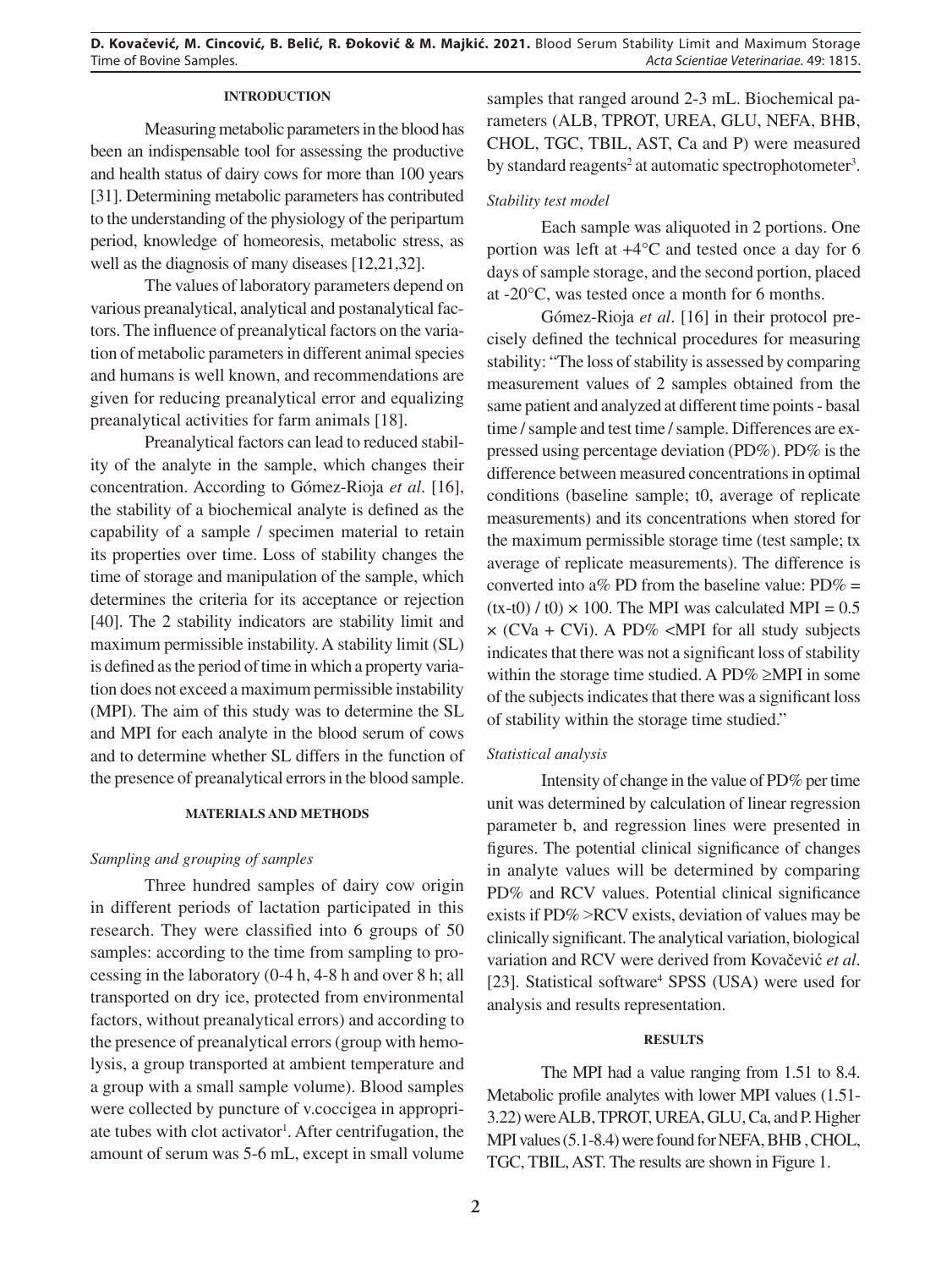## INTRODUCTION

Measuring metabolic parameters in the blood has been an indispensable tool for assessing the productive and health status of dairy cows for more than 100 years [31]. Determining metabolic parameters has contributed to the understanding of the physiology of the peripartum period, knowledge of homeoresis, metabolic stress, as well as the diagnosis of many diseases [12,21,32].

The values of laboratory parameters depend on various preanalytical, analytical and postanalytical factors. The influence of preanalytical factors on the variation of metabolic parameters in different animal species and humans is well known, and recommendations are given for reducing preanalytical error and equalizing preanalytical activities for farm animals [18].

Preanalytical factors can lead to reduced stability of the analyte in the sample, which changes their concentration. According to Gómez-Rioja *et al*. [16], the stability of a biochemical analyte is defined as the capability of a sample / specimen material to retain its properties over time. Loss of stability changes the time of storage and manipulation of the sample, which determines the criteria for its acceptance or rejection [40]. The 2 stability indicators are stability limit and maximum permissible instability. A stability limit (SL) is defined as the period of time in which a property variation does not exceed a maximum permissible instability (MPI). The aim of this study was to determine the SL and MPI for each analyte in the blood serum of cows and to determine whether SL differs in the function of the presence of preanalytical errors in the blood sample.

## MATERIALS AND METHODS

### *Sampling and grouping of samples*

Three hundred samples of dairy cow origin in different periods of lactation participated in this research. They were classified into 6 groups of 50 samples: according to the time from sampling to processing in the laboratory (0-4 h, 4-8 h and over 8 h; all transported on dry ice, protected from environmental factors, without preanalytical errors) and according to the presence of preanalytical errors (group with hemolysis, a group transported at ambient temperature and a group with a small sample volume). Blood samples were collected by puncture of v.coccigea in appropriate tubes with clot activator[1]. After centrifugation, the amount of serum was 5-6 mL, except in small volume samples that ranged around 2-3 mL. Biochemical parameters (ALB, TPROT, UREA, GLU, NEFA, BHB, CHOL, TGC, TBIL, AST, Ca and P) were measured by standard reagents[2] at automatic spectrophotometer[3].

### *Stability test model*

Each sample was aliquoted in 2 portions. One portion was left at +4°C and tested once a day for 6 days of sample storage, and the second portion, placed at -20°C, was tested once a month for 6 months.

Gómez-Rioja *et al*. [16] in their protocol precisely defined the technical procedures for measuring stability: "The loss of stability is assessed by comparing measurement values of 2 samples obtained from the same patient and analyzed at different time points - basal time / sample and test time / sample. Differences are expressed using percentage deviation (PD%). PD% is the difference between measured concentrations in optimal conditions (baseline sample; t0, average of replicate measurements) and its concentrations when stored for the maximum permissible storage time (test sample; tx average of replicate measurements). The difference is converted into a% PD from the baseline value: $PD\% = (tx\text{-}t0) / t0) \times 100$. The MPI was calculated $MPI = 0.5 \times (CVa + CVi)$. A PD% <MPI for all study subjects indicates that there was not a significant loss of stability within the storage time studied. A PD% ≥MPI in some of the subjects indicates that there was a significant loss of stability within the storage time studied."

### *Statistical analysis*

Intensity of change in the value of PD% per time unit was determined by calculation of linear regression parameter b, and regression lines were presented in figures. The potential clinical significance of changes in analyte values will be determined by comparing PD% and RCV values. Potential clinical significance exists if PD% >RCV exists, deviation of values may be clinically significant. The analytical variation, biological variation and RCV were derived from Kovačević *et al*. [23]. Statistical software[4] SPSS (USA) were used for analysis and results representation.

## RESULTS

The MPI had a value ranging from 1.51 to 8.4. Metabolic profile analytes with lower MPI values (1.51-3.22) were ALB, TPROT, UREA, GLU, Ca, and P. Higher MPI values (5.1-8.4) were found for NEFA, BHB , CHOL, TGC, TBIL, AST. The results are shown in Figure 1.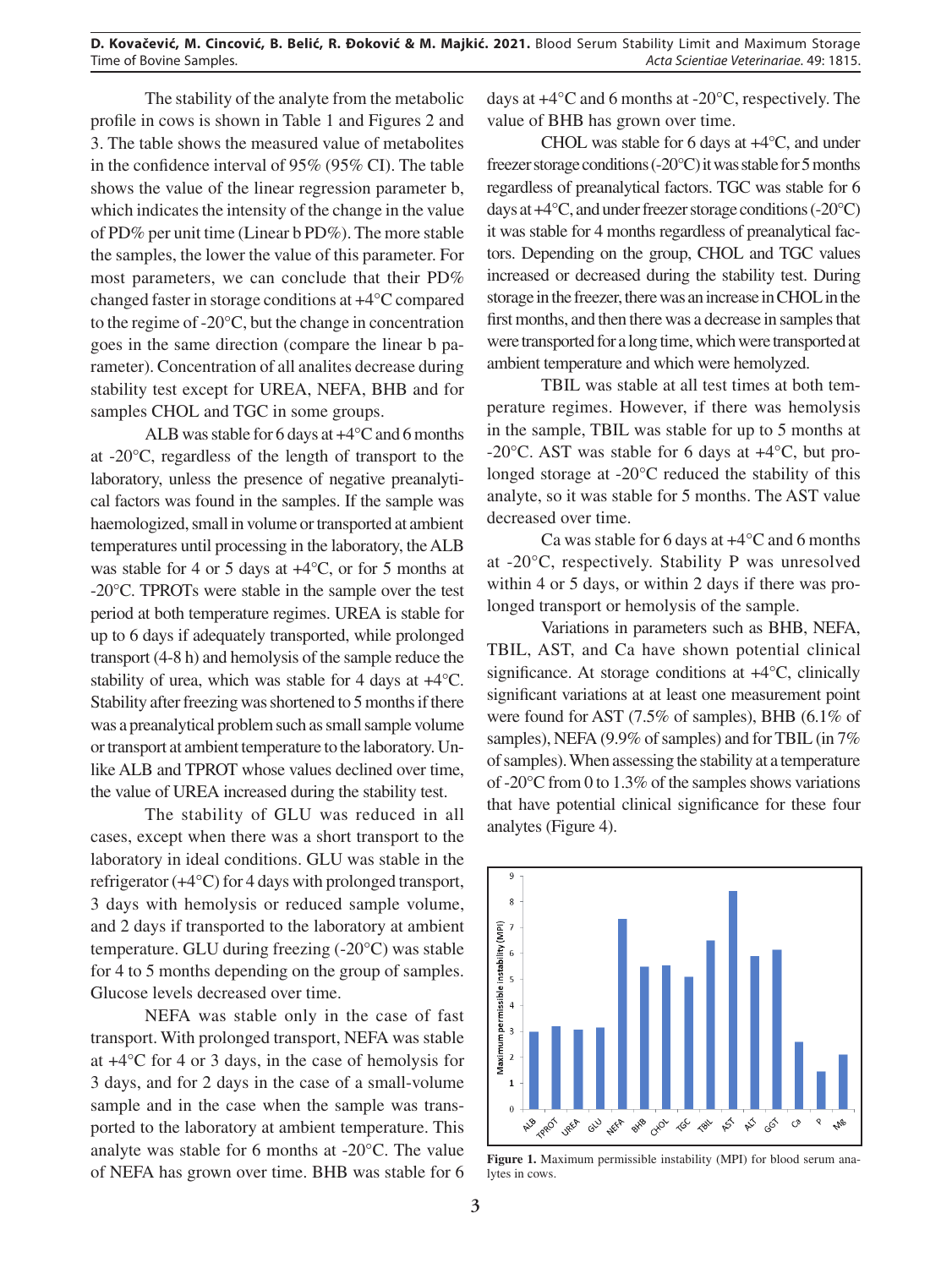The stability of the analyte from the metabolic profile in cows is shown in Table 1 and Figures 2 and 3. The table shows the measured value of metabolites in the confidence interval of 95% (95% CI). The table shows the value of the linear regression parameter b, which indicates the intensity of the change in the value of PD% per unit time (Linear b PD%). The more stable the samples, the lower the value of this parameter. For most parameters, we can conclude that their PD% changed faster in storage conditions at +4°C compared to the regime of -20°C, but the change in concentration goes in the same direction (compare the linear b parameter). Concentration of all analites decrease during stability test except for UREA, NEFA, BHB and for samples CHOL and TGC in some groups.

ALB was stable for 6 days at +4°C and 6 months at -20°C, regardless of the length of transport to the laboratory, unless the presence of negative preanalytical factors was found in the samples. If the sample was haemologized, small in volume or transported at ambient temperatures until processing in the laboratory, the ALB was stable for 4 or 5 days at +4°C, or for 5 months at -20°C. TPROTs were stable in the sample over the test period at both temperature regimes. UREA is stable for up to 6 days if adequately transported, while prolonged transport (4-8 h) and hemolysis of the sample reduce the stability of urea, which was stable for 4 days at +4°C. Stability after freezing was shortened to 5 months if there was a preanalytical problem such as small sample volume or transport at ambient temperature to the laboratory. Unlike ALB and TPROT whose values declined over time, the value of UREA increased during the stability test.

The stability of GLU was reduced in all cases, except when there was a short transport to the laboratory in ideal conditions. GLU was stable in the refrigerator (+4°C) for 4 days with prolonged transport, 3 days with hemolysis or reduced sample volume, and 2 days if transported to the laboratory at ambient temperature. GLU during freezing (-20°C) was stable for 4 to 5 months depending on the group of samples. Glucose levels decreased over time.

NEFA was stable only in the case of fast transport. With prolonged transport, NEFA was stable at +4°C for 4 or 3 days, in the case of hemolysis for 3 days, and for 2 days in the case of a small-volume sample and in the case when the sample was transported to the laboratory at ambient temperature. This analyte was stable for 6 months at -20°C. The value of NEFA has grown over time. BHB was stable for 6 days at +4°C and 6 months at -20°C, respectively. The value of BHB has grown over time.

CHOL was stable for 6 days at +4°C, and under freezer storage conditions (-20°C) it was stable for 5 months regardless of preanalytical factors. TGC was stable for 6 days at +4°C, and under freezer storage conditions (-20°C) it was stable for 4 months regardless of preanalytical factors. Depending on the group, CHOL and TGC values increased or decreased during the stability test. During storage in the freezer, there was an increase in CHOL in the first months, and then there was a decrease in samples that were transported for a long time, which were transported at ambient temperature and which were hemolyzed.

TBIL was stable at all test times at both temperature regimes. However, if there was hemolysis in the sample, TBIL was stable for up to 5 months at -20°C. AST was stable for 6 days at +4°C, but prolonged storage at -20°C reduced the stability of this analyte, so it was stable for 5 months. The AST value decreased over time.

Ca was stable for 6 days at +4°C and 6 months at -20°C, respectively. Stability P was unresolved within 4 or 5 days, or within 2 days if there was prolonged transport or hemolysis of the sample.

Variations in parameters such as BHB, NEFA, TBIL, AST, and Ca have shown potential clinical significance. At storage conditions at +4°C, clinically significant variations at at least one measurement point were found for AST (7.5% of samples), BHB (6.1% of samples), NEFA (9.9% of samples) and for TBIL (in 7% of samples). When assessing the stability at a temperature of -20°C from 0 to 1.3% of the samples shows variations that have potential clinical significance for these four analytes (Figure 4).

**Figure 1.** Maximum permissible instability (MPI) for blood serum analytes in cows.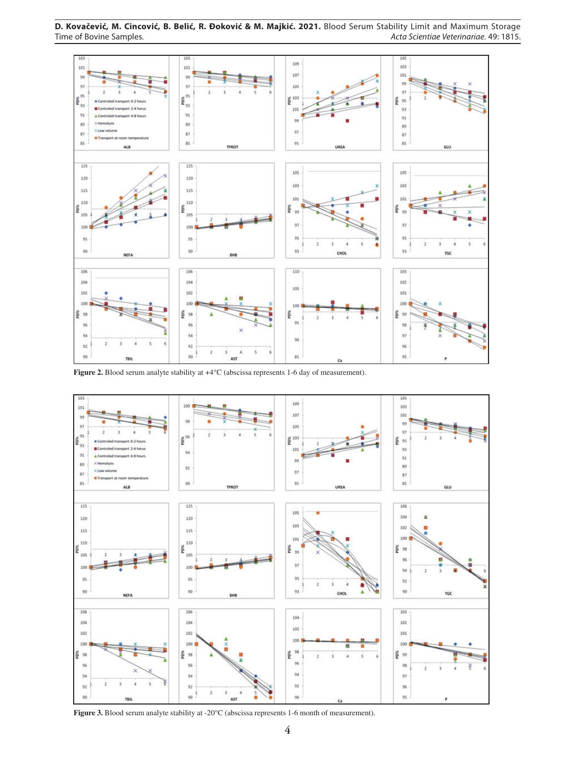**Figure 2.** Blood serum analyte stability at +4°C (abscissa represents 1-6 day of measurement).

**Figure 3.** Blood serum analyte stability at -20°C (abscissa represents 1-6 month of measurement).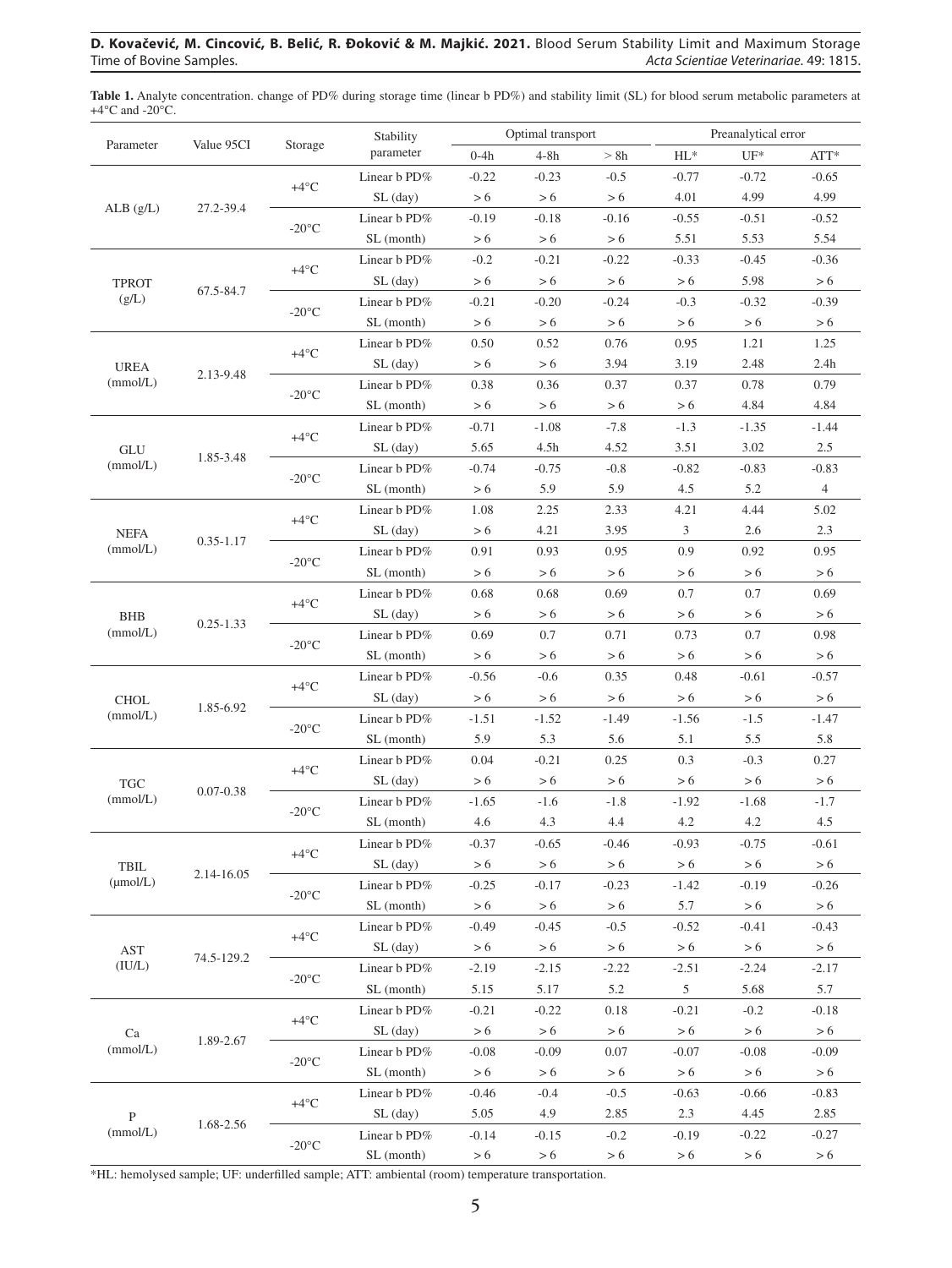**Table 1.** Analyte concentration. change of PD% during storage time (linear b PD%) and stability limit (SL) for blood serum metabolic parameters at +4°C and -20°C.

| Parameter | Value 95CI | Storage | Stability parameter | Optimal transport | | | Preanalytical error | | |
|---|---|---|---|---|---|---|---|---|---|
| | | | | 0-4h | 4-8h | > 8h | HL* | UF* | ATT* |
| ALB (g/L) | 27.2-39.4 | +4°C | Linear b PD% | -0.22 | -0.23 | -0.5 | -0.77 | -0.72 | -0.65 |
| | | | SL (day) | > 6 | > 6 | > 6 | 4.01 | 4.99 | 4.99 |
| | | -20°C | Linear b PD% | -0.19 | -0.18 | -0.16 | -0.55 | -0.51 | -0.52 |
| | | | SL (month) | > 6 | > 6 | > 6 | 5.51 | 5.53 | 5.54 |
| TPROT (g/L) | 67.5-84.7 | +4°C | Linear b PD% | -0.2 | -0.21 | -0.22 | -0.33 | -0.45 | -0.36 |
| | | | SL (day) | > 6 | > 6 | > 6 | > 6 | 5.98 | > 6 |
| | | -20°C | Linear b PD% | -0.21 | -0.20 | -0.24 | -0.3 | -0.32 | -0.39 |
| | | | SL (month) | > 6 | > 6 | > 6 | > 6 | > 6 | > 6 |
| UREA (mmol/L) | 2.13-9.48 | +4°C | Linear b PD% | 0.50 | 0.52 | 0.76 | 0.95 | 1.21 | 1.25 |
| | | | SL (day) | > 6 | > 6 | 3.94 | 3.19 | 2.48 | 2.4h |
| | | -20°C | Linear b PD% | 0.38 | 0.36 | 0.37 | 0.37 | 0.78 | 0.79 |
| | | | SL (month) | > 6 | > 6 | > 6 | > 6 | 4.84 | 4.84 |
| GLU (mmol/L) | 1.85-3.48 | +4°C | Linear b PD% | -0.71 | -1.08 | -7.8 | -1.3 | -1.35 | -1.44 |
| | | | SL (day) | 5.65 | 4.5h | 4.52 | 3.51 | 3.02 | 2.5 |
| | | -20°C | Linear b PD% | -0.74 | -0.75 | -0.8 | -0.82 | -0.83 | -0.83 |
| | | | SL (month) | > 6 | 5.9 | 5.9 | 4.5 | 5.2 | 4 |
| NEFA (mmol/L) | 0.35-1.17 | +4°C | Linear b PD% | 1.08 | 2.25 | 2.33 | 4.21 | 4.44 | 5.02 |
| | | | SL (day) | > 6 | 4.21 | 3.95 | 3 | 2.6 | 2.3 |
| | | -20°C | Linear b PD% | 0.91 | 0.93 | 0.95 | 0.9 | 0.92 | 0.95 |
| | | | SL (month) | > 6 | > 6 | > 6 | > 6 | > 6 | > 6 |
| BHB (mmol/L) | 0.25-1.33 | +4°C | Linear b PD% | 0.68 | 0.68 | 0.69 | 0.7 | 0.7 | 0.69 |
| | | | SL (day) | > 6 | > 6 | > 6 | > 6 | > 6 | > 6 |
| | | -20°C | Linear b PD% | 0.69 | 0.7 | 0.71 | 0.73 | 0.7 | 0.98 |
| | | | SL (month) | > 6 | > 6 | > 6 | > 6 | > 6 | > 6 |
| CHOL (mmol/L) | 1.85-6.92 | +4°C | Linear b PD% | -0.56 | -0.6 | 0.35 | 0.48 | -0.61 | -0.57 |
| | | | SL (day) | > 6 | > 6 | > 6 | > 6 | > 6 | > 6 |
| | | -20°C | Linear b PD% | -1.51 | -1.52 | -1.49 | -1.56 | -1.5 | -1.47 |
| | | | SL (month) | 5.9 | 5.3 | 5.6 | 5.1 | 5.5 | 5.8 |
| TGC (mmol/L) | 0.07-0.38 | +4°C | Linear b PD% | 0.04 | -0.21 | 0.25 | 0.3 | -0.3 | 0.27 |
| | | | SL (day) | > 6 | > 6 | > 6 | > 6 | > 6 | > 6 |
| | | -20°C | Linear b PD% | -1.65 | -1.6 | -1.8 | -1.92 | -1.68 | -1.7 |
| | | | SL (month) | 4.6 | 4.3 | 4.4 | 4.2 | 4.2 | 4.5 |
| TBIL (μmol/L) | 2.14-16.05 | +4°C | Linear b PD% | -0.37 | -0.65 | -0.46 | -0.93 | -0.75 | -0.61 |
| | | | SL (day) | > 6 | > 6 | > 6 | > 6 | > 6 | > 6 |
| | | -20°C | Linear b PD% | -0.25 | -0.17 | -0.23 | -1.42 | -0.19 | -0.26 |
| | | | SL (month) | > 6 | > 6 | > 6 | 5.7 | > 6 | > 6 |
| AST (IU/L) | 74.5-129.2 | +4°C | Linear b PD% | -0.49 | -0.45 | -0.5 | -0.52 | -0.41 | -0.43 |
| | | | SL (day) | > 6 | > 6 | > 6 | > 6 | > 6 | > 6 |
| | | -20°C | Linear b PD% | -2.19 | -2.15 | -2.22 | -2.51 | -2.24 | -2.17 |
| | | | SL (month) | 5.15 | 5.17 | 5.2 | 5 | 5.68 | 5.7 |
| Ca (mmol/L) | 1.89-2.67 | +4°C | Linear b PD% | -0.21 | -0.22 | 0.18 | -0.21 | -0.2 | -0.18 |
| | | | SL (day) | > 6 | > 6 | > 6 | > 6 | > 6 | > 6 |
| | | -20°C | Linear b PD% | -0.08 | -0.09 | 0.07 | -0.07 | -0.08 | -0.09 |
| | | | SL (month) | > 6 | > 6 | > 6 | > 6 | > 6 | > 6 |
| P (mmol/L) | 1.68-2.56 | +4°C | Linear b PD% | -0.46 | -0.4 | -0.5 | -0.63 | -0.66 | -0.83 |
| | | | SL (day) | 5.05 | 4.9 | 2.85 | 2.3 | 4.45 | 2.85 |
| | | -20°C | Linear b PD% | -0.14 | -0.15 | -0.2 | -0.19 | -0.22 | -0.27 |
| | | | SL (month) | > 6 | > 6 | > 6 | > 6 | > 6 | > 6 |

*HL: hemolysed sample; UF: underfilled sample; ATT: ambiental (room) temperature transportation.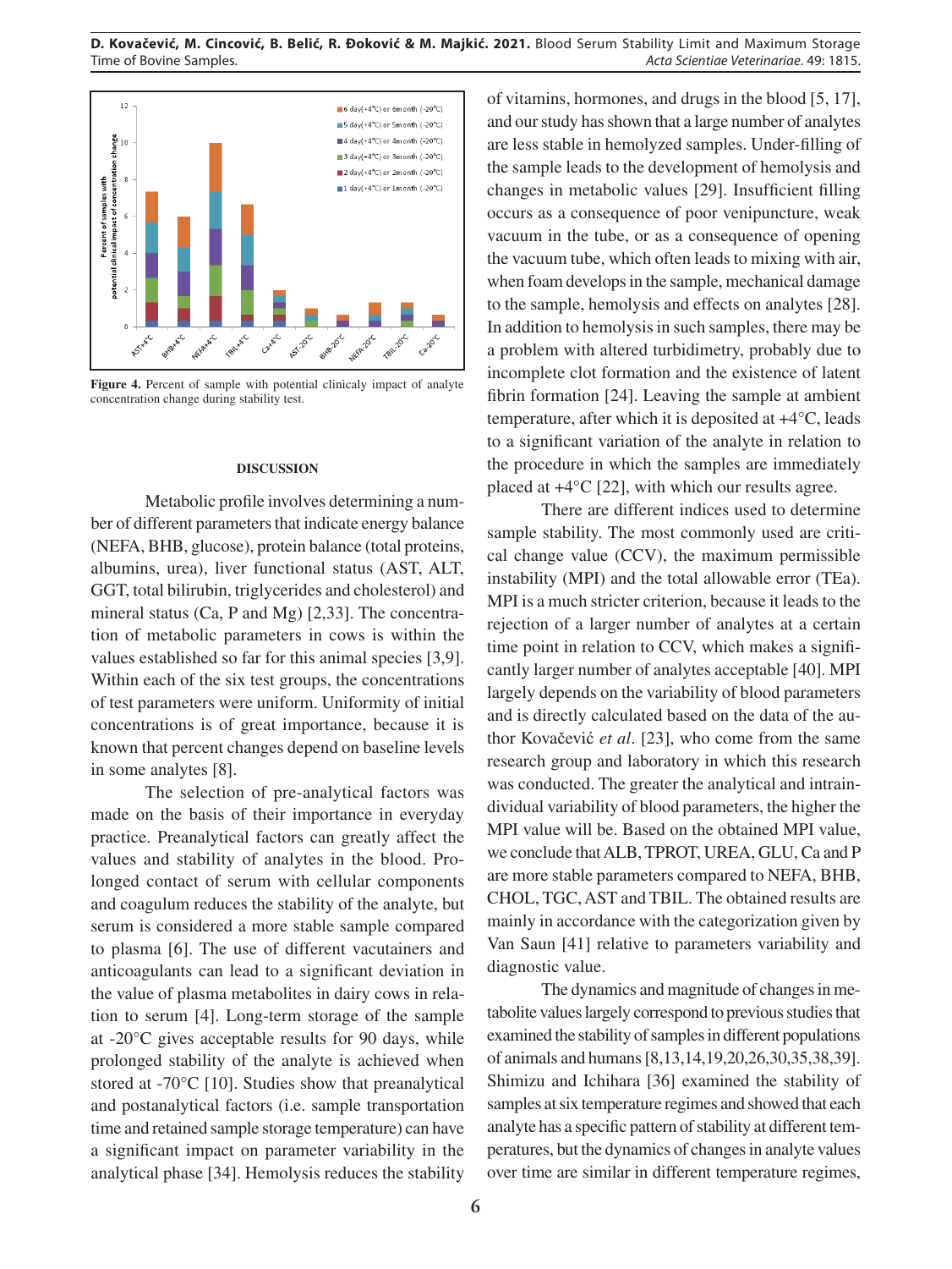Figure 4. Percent of sample with potential clinicaly impact of analyte concentration change during stability test.

## DISCUSSION

Metabolic profile involves determining a number of different parameters that indicate energy balance (NEFA, BHB, glucose), protein balance (total proteins, albumins, urea), liver functional status (AST, ALT, GGT, total bilirubin, triglycerides and cholesterol) and mineral status (Ca, P and Mg) [2,33]. The concentration of metabolic parameters in cows is within the values established so far for this animal species [3,9]. Within each of the six test groups, the concentrations of test parameters were uniform. Uniformity of initial concentrations is of great importance, because it is known that percent changes depend on baseline levels in some analytes [8].

The selection of pre-analytical factors was made on the basis of their importance in everyday practice. Preanalytical factors can greatly affect the values and stability of analytes in the blood. Prolonged contact of serum with cellular components and coagulum reduces the stability of the analyte, but serum is considered a more stable sample compared to plasma [6]. The use of different vacutainers and anticoagulants can lead to a significant deviation in the value of plasma metabolites in dairy cows in relation to serum [4]. Long-term storage of the sample at -20°C gives acceptable results for 90 days, while prolonged stability of the analyte is achieved when stored at -70°C [10]. Studies show that preanalytical and postanalytical factors (i.e. sample transportation time and retained sample storage temperature) can have a significant impact on parameter variability in the analytical phase [34]. Hemolysis reduces the stability of vitamins, hormones, and drugs in the blood [5, 17], and our study has shown that a large number of analytes are less stable in hemolyzed samples. Under-filling of the sample leads to the development of hemolysis and changes in metabolic values [29]. Insufficient filling occurs as a consequence of poor venipuncture, weak vacuum in the tube, or as a consequence of opening the vacuum tube, which often leads to mixing with air, when foam develops in the sample, mechanical damage to the sample, hemolysis and effects on analytes [28]. In addition to hemolysis in such samples, there may be a problem with altered turbidimetry, probably due to incomplete clot formation and the existence of latent fibrin formation [24]. Leaving the sample at ambient temperature, after which it is deposited at +4°C, leads to a significant variation of the analyte in relation to the procedure in which the samples are immediately placed at +4°C [22], with which our results agree.

There are different indices used to determine sample stability. The most commonly used are critical change value (CCV), the maximum permissible instability (MPI) and the total allowable error (TEa). MPI is a much stricter criterion, because it leads to the rejection of a larger number of analytes at a certain time point in relation to CCV, which makes a significantly larger number of analytes acceptable [40]. MPI largely depends on the variability of blood parameters and is directly calculated based on the data of the author Kovačević *et al*. [23], who come from the same research group and laboratory in which this research was conducted. The greater the analytical and intraindividual variability of blood parameters, the higher the MPI value will be. Based on the obtained MPI value, we conclude that ALB, TPROT, UREA, GLU, Ca and P are more stable parameters compared to NEFA, BHB, CHOL, TGC, AST and TBIL. The obtained results are mainly in accordance with the categorization given by Van Saun [41] relative to parameters variability and diagnostic value.

The dynamics and magnitude of changes in metabolite values largely correspond to previous studies that examined the stability of samples in different populations of animals and humans [8,13,14,19,20,26,30,35,38,39]. Shimizu and Ichihara [36] examined the stability of samples at six temperature regimes and showed that each analyte has a specific pattern of stability at different temperatures, but the dynamics of changes in analyte values over time are similar in different temperature regimes,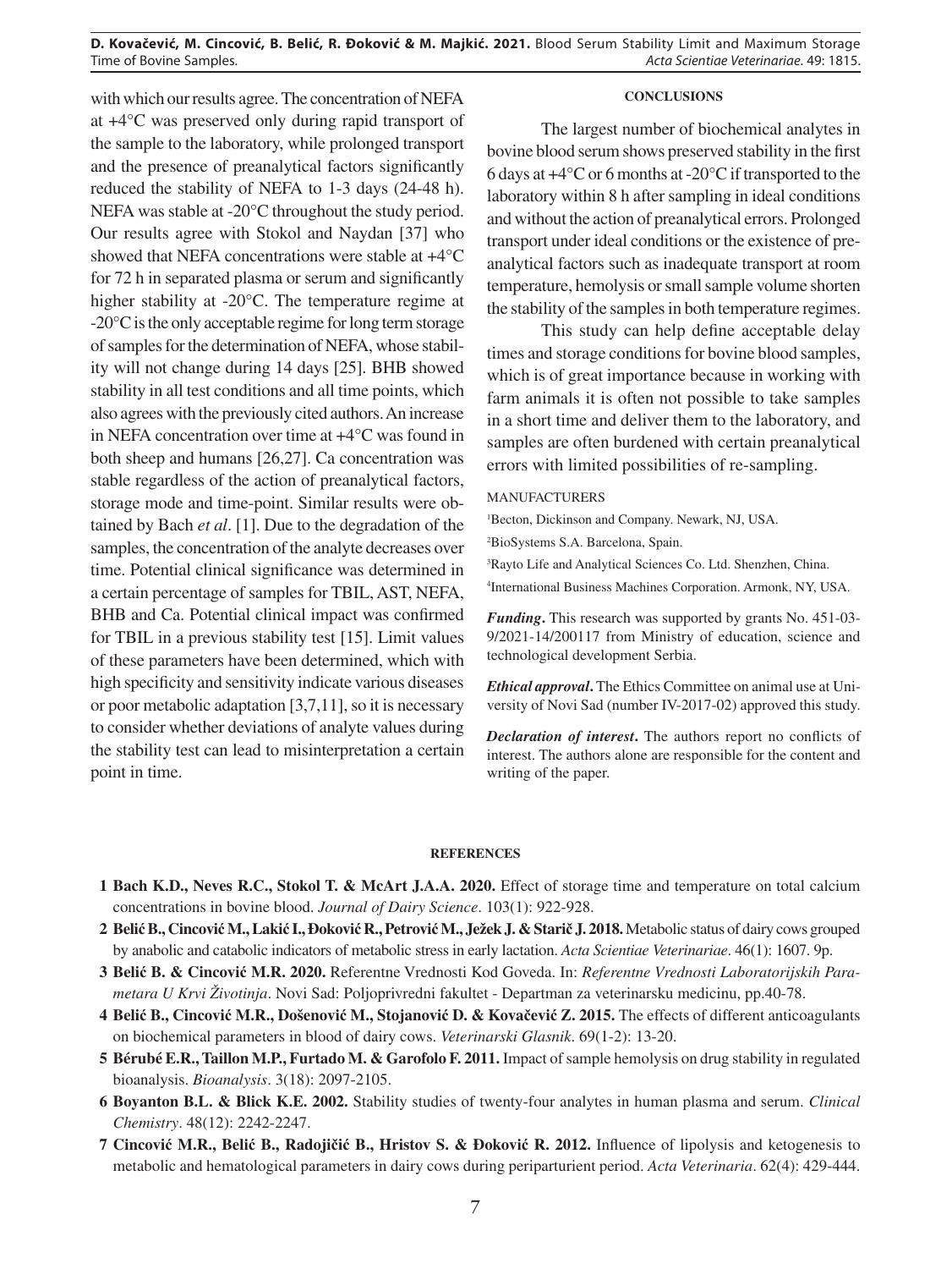with which our results agree. The concentration of NEFA at +4°C was preserved only during rapid transport of the sample to the laboratory, while prolonged transport and the presence of preanalytical factors significantly reduced the stability of NEFA to 1-3 days (24-48 h). NEFA was stable at -20°C throughout the study period. Our results agree with Stokol and Naydan [37] who showed that NEFA concentrations were stable at +4°C for 72 h in separated plasma or serum and significantly higher stability at -20°C. The temperature regime at -20°C is the only acceptable regime for long term storage of samples for the determination of NEFA, whose stability will not change during 14 days [25]. BHB showed stability in all test conditions and all time points, which also agrees with the previously cited authors. An increase in NEFA concentration over time at +4°C was found in both sheep and humans [26,27]. Ca concentration was stable regardless of the action of preanalytical factors, storage mode and time-point. Similar results were obtained by Bach *et al*. [1]. Due to the degradation of the samples, the concentration of the analyte decreases over time. Potential clinical significance was determined in a certain percentage of samples for TBIL, AST, NEFA, BHB and Ca. Potential clinical impact was confirmed for TBIL in a previous stability test [15]. Limit values of these parameters have been determined, which with high specificity and sensitivity indicate various diseases or poor metabolic adaptation [3,7,11], so it is necessary to consider whether deviations of analyte values during the stability test can lead to misinterpretation a certain point in time.

## CONCLUSIONS

The largest number of biochemical analytes in bovine blood serum shows preserved stability in the first 6 days at +4°C or 6 months at -20°C if transported to the laboratory within 8 h after sampling in ideal conditions and without the action of preanalytical errors. Prolonged transport under ideal conditions or the existence of preanalytical factors such as inadequate transport at room temperature, hemolysis or small sample volume shorten the stability of the samples in both temperature regimes.

This study can help define acceptable delay times and storage conditions for bovine blood samples, which is of great importance because in working with farm animals it is often not possible to take samples in a short time and deliver them to the laboratory, and samples are often burdened with certain preanalytical errors with limited possibilities of re-sampling.

MANUFACTURERS

[1]Becton, Dickinson and Company. Newark, NJ, USA.

[2]BioSystems S.A. Barcelona, Spain.

[3]Rayto Life and Analytical Sciences Co. Ltd. Shenzhen, China.

[4]International Business Machines Corporation. Armonk, NY, USA.

***Funding*.** This research was supported by grants No. 451-03-9/2021-14/200117 from Ministry of education, science and technological development Serbia.

***Ethical approval*.** The Ethics Committee on animal use at University of Novi Sad (number IV-2017-02) approved this study.

***Declaration of interest*.** The authors report no conflicts of interest. The authors alone are responsible for the content and writing of the paper.

## REFERENCES

**1 Bach K.D., Neves R.C., Stokol T. & McArt J.A.A. 2020.** Effect of storage time and temperature on total calcium concentrations in bovine blood. *Journal of Dairy Science*. 103(1): 922-928.

**2 Belić B., Cincović M., Lakić I., Đoković R., Petrović M., Ježek J. & Starič J. 2018.** Metabolic status of dairy cows grouped by anabolic and catabolic indicators of metabolic stress in early lactation. *Acta Scientiae Veterinariae*. 46(1): 1607. 9p.

**3 Belić B. & Cincović M.R. 2020.** Referentne Vrednosti Kod Goveda. In: *Referentne Vrednosti Laboratorijskih Parametara U Krvi Životinja*. Novi Sad: Poljoprivredni fakultet - Departman za veterinarsku medicinu, pp.40-78.

**4 Belić B., Cincović M.R., Došenović M., Stojanović D. & Kovačević Z. 2015.** The effects of different anticoagulants on biochemical parameters in blood of dairy cows. *Veterinarski Glasnik*. 69(1-2): 13-20.

**5 Bérubé E.R., Taillon M.P., Furtado M. & Garofolo F. 2011.** Impact of sample hemolysis on drug stability in regulated bioanalysis. *Bioanalysis*. 3(18): 2097-2105.

**6 Boyanton B.L. & Blick K.E. 2002.** Stability studies of twenty-four analytes in human plasma and serum. *Clinical Chemistry*. 48(12): 2242-2247.

**7 Cincović M.R., Belić B., Radojičić B., Hristov S. & Đoković R. 2012.** Influence of lipolysis and ketogenesis to metabolic and hematological parameters in dairy cows during periparturient period. *Acta Veterinaria*. 62(4): 429-444.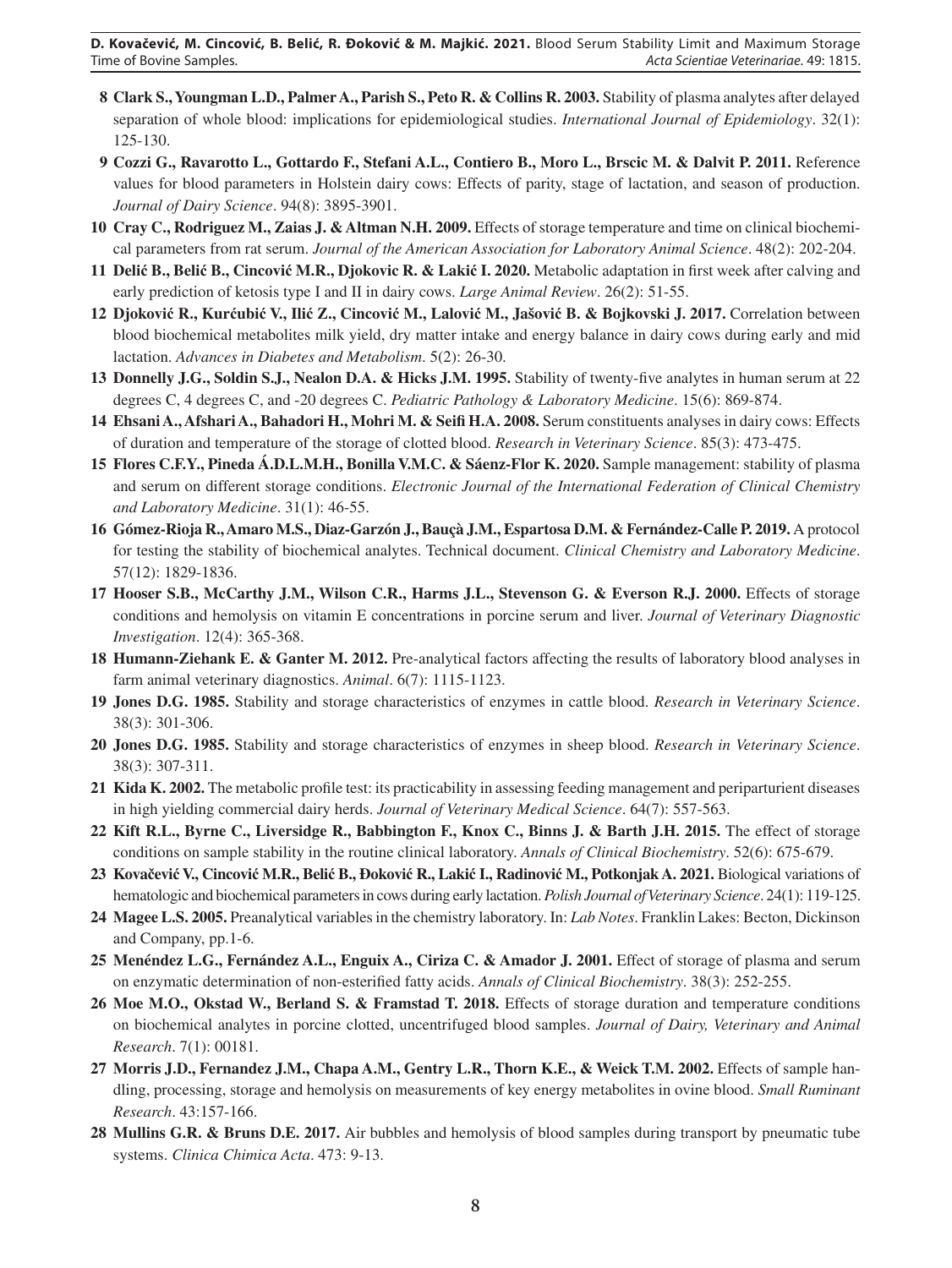**8** **Clark S., Youngman L.D., Palmer A., Parish S., Peto R. & Collins R. 2003.** Stability of plasma analytes after delayed separation of whole blood: implications for epidemiological studies. *International Journal of Epidemiology*. 32(1): 125-130.

**9** **Cozzi G., Ravarotto L., Gottardo F., Stefani A.L., Contiero B., Moro L., Brscic M. & Dalvit P. 2011.** Reference values for blood parameters in Holstein dairy cows: Effects of parity, stage of lactation, and season of production. *Journal of Dairy Science*. 94(8): 3895-3901.

**10** **Cray C., Rodriguez M., Zaias J. & Altman N.H. 2009.** Effects of storage temperature and time on clinical biochemical parameters from rat serum. *Journal of the American Association for Laboratory Animal Science*. 48(2): 202-204.

**11** **Delić B., Belić B., Cincović M.R., Djokovic R. & Lakić I. 2020.** Metabolic adaptation in first week after calving and early prediction of ketosis type I and II in dairy cows. *Large Animal Review*. 26(2): 51-55.

**12** **Djoković R., Kurćubić V., Ilić Z., Cincović M., Lalović M., Jašović B. & Bojkovski J. 2017.** Correlation between blood biochemical metabolites milk yield, dry matter intake and energy balance in dairy cows during early and mid lactation. *Advances in Diabetes and Metabolism*. 5(2): 26-30.

**13** **Donnelly J.G., Soldin S.J., Nealon D.A. & Hicks J.M. 1995.** Stability of twenty-five analytes in human serum at 22 degrees C, 4 degrees C, and -20 degrees C. *Pediatric Pathology & Laboratory Medicine*. 15(6): 869-874.

**14** **Ehsani A., Afshari A., Bahadori H., Mohri M. & Seifi H.A. 2008.** Serum constituents analyses in dairy cows: Effects of duration and temperature of the storage of clotted blood. *Research in Veterinary Science*. 85(3): 473-475.

**15** **Flores C.F.Y., Pineda Á.D.L.M.H., Bonilla V.M.C. & Sáenz-Flor K. 2020.** Sample management: stability of plasma and serum on different storage conditions. *Electronic Journal of the International Federation of Clinical Chemistry and Laboratory Medicine*. 31(1): 46-55.

**16** **Gómez-Rioja R., Amaro M.S., Diaz-Garzón J., Bauçà J.M., Espartosa D.M. & Fernández-Calle P. 2019.** A protocol for testing the stability of biochemical analytes. Technical document. *Clinical Chemistry and Laboratory Medicine*. 57(12): 1829-1836.

**17** **Hooser S.B., McCarthy J.M., Wilson C.R., Harms J.L., Stevenson G. & Everson R.J. 2000.** Effects of storage conditions and hemolysis on vitamin E concentrations in porcine serum and liver. *Journal of Veterinary Diagnostic Investigation*. 12(4): 365-368.

**18** **Humann-Ziehank E. & Ganter M. 2012.** Pre-analytical factors affecting the results of laboratory blood analyses in farm animal veterinary diagnostics. *Animal*. 6(7): 1115-1123.

**19** **Jones D.G. 1985.** Stability and storage characteristics of enzymes in cattle blood. *Research in Veterinary Science*. 38(3): 301-306.

**20** **Jones D.G. 1985.** Stability and storage characteristics of enzymes in sheep blood. *Research in Veterinary Science*. 38(3): 307-311.

**21** **Kida K. 2002.** The metabolic profile test: its practicability in assessing feeding management and periparturient diseases in high yielding commercial dairy herds. *Journal of Veterinary Medical Science*. 64(7): 557-563.

**22** **Kift R.L., Byrne C., Liversidge R., Babbington F., Knox C., Binns J. & Barth J.H. 2015.** The effect of storage conditions on sample stability in the routine clinical laboratory. *Annals of Clinical Biochemistry*. 52(6): 675-679.

**23** **Kovačević V., Cincović M.R., Belić B., Đoković R., Lakić I., Radinović M., Potkonjak A. 2021.** Biological variations of hematologic and biochemical parameters in cows during early lactation. *Polish Journal of Veterinary Science*. 24(1): 119-125.

**24** **Magee L.S. 2005.** Preanalytical variables in the chemistry laboratory. In: *Lab Notes*. Franklin Lakes: Becton, Dickinson and Company, pp.1-6.

**25** **Menéndez L.G., Fernández A.L., Enguix A., Ciriza C. & Amador J. 2001.** Effect of storage of plasma and serum on enzymatic determination of non-esterified fatty acids. *Annals of Clinical Biochemistry*. 38(3): 252-255.

**26** **Moe M.O., Okstad W., Berland S. & Framstad T. 2018.** Effects of storage duration and temperature conditions on biochemical analytes in porcine clotted, uncentrifuged blood samples. *Journal of Dairy, Veterinary and Animal Research*. 7(1): 00181.

**27** **Morris J.D., Fernandez J.M., Chapa A.M., Gentry L.R., Thorn K.E., & Weick T.M. 2002.** Effects of sample handling, processing, storage and hemolysis on measurements of key energy metabolites in ovine blood. *Small Ruminant Research*. 43:157-166.

**28** **Mullins G.R. & Bruns D.E. 2017.** Air bubbles and hemolysis of blood samples during transport by pneumatic tube systems. *Clinica Chimica Acta*. 473: 9-13.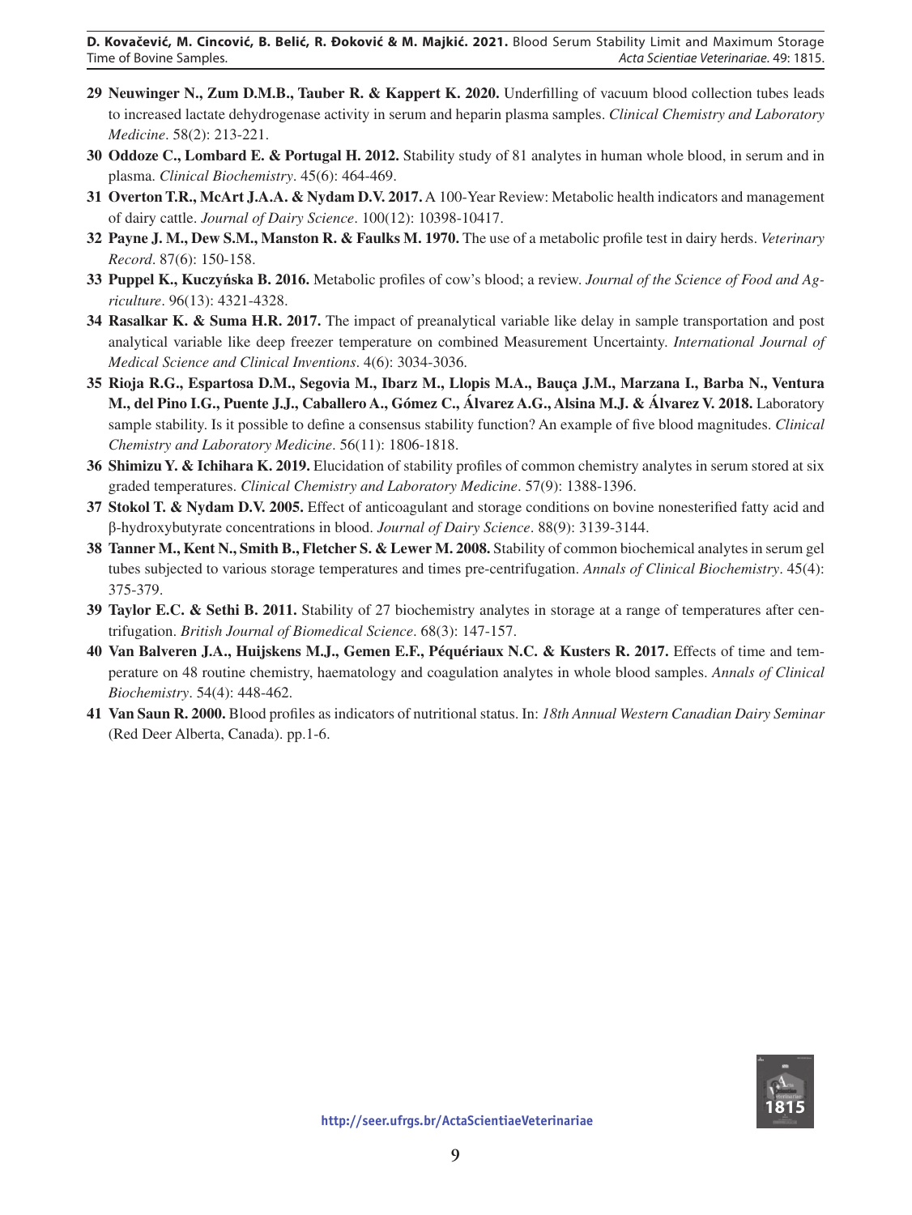29 **Neuwinger N., Zum D.M.B., Tauber R. & Kappert K. 2020.** Underfilling of vacuum blood collection tubes leads to increased lactate dehydrogenase activity in serum and heparin plasma samples. *Clinical Chemistry and Laboratory Medicine*. 58(2): 213-221.

30 **Oddoze C., Lombard E. & Portugal H. 2012.** Stability study of 81 analytes in human whole blood, in serum and in plasma. *Clinical Biochemistry*. 45(6): 464-469.

31 **Overton T.R., McArt J.A.A. & Nydam D.V. 2017.** A 100-Year Review: Metabolic health indicators and management of dairy cattle. *Journal of Dairy Science*. 100(12): 10398-10417.

32 **Payne J. M., Dew S.M., Manston R. & Faulks M. 1970.** The use of a metabolic profile test in dairy herds. *Veterinary Record*. 87(6): 150-158.

33 **Puppel K., Kuczyńska B. 2016.** Metabolic profiles of cow's blood; a review. *Journal of the Science of Food and Agriculture*. 96(13): 4321-4328.

34 **Rasalkar K. & Suma H.R. 2017.** The impact of preanalytical variable like delay in sample transportation and post analytical variable like deep freezer temperature on combined Measurement Uncertainty. *International Journal of Medical Science and Clinical Inventions*. 4(6): 3034-3036.

35 **Rioja R.G., Espartosa D.M., Segovia M., Ibarz M., Llopis M.A., Bauça J.M., Marzana I., Barba N., Ventura M., del Pino I.G., Puente J.J., Caballero A., Gómez C., Álvarez A.G., Alsina M.J. & Álvarez V. 2018.** Laboratory sample stability. Is it possible to define a consensus stability function? An example of five blood magnitudes. *Clinical Chemistry and Laboratory Medicine*. 56(11): 1806-1818.

36 **Shimizu Y. & Ichihara K. 2019.** Elucidation of stability profiles of common chemistry analytes in serum stored at six graded temperatures. *Clinical Chemistry and Laboratory Medicine*. 57(9): 1388-1396.

37 **Stokol T. & Nydam D.V. 2005.** Effect of anticoagulant and storage conditions on bovine nonesterified fatty acid and β-hydroxybutyrate concentrations in blood. *Journal of Dairy Science*. 88(9): 3139-3144.

38 **Tanner M., Kent N., Smith B., Fletcher S. & Lewer M. 2008.** Stability of common biochemical analytes in serum gel tubes subjected to various storage temperatures and times pre-centrifugation. *Annals of Clinical Biochemistry*. 45(4): 375-379.

39 **Taylor E.C. & Sethi B. 2011.** Stability of 27 biochemistry analytes in storage at a range of temperatures after centrifugation. *British Journal of Biomedical Science*. 68(3): 147-157.

40 **Van Balveren J.A., Huijskens M.J., Gemen E.F., Péquériaux N.C. & Kusters R. 2017.** Effects of time and temperature on 48 routine chemistry, haematology and coagulation analytes in whole blood samples. *Annals of Clinical Biochemistry*. 54(4): 448-462.

41 **Van Saun R. 2000.** Blood profiles as indicators of nutritional status. In: *18th Annual Western Canadian Dairy Seminar* (Red Deer Alberta, Canada). pp.1-6.